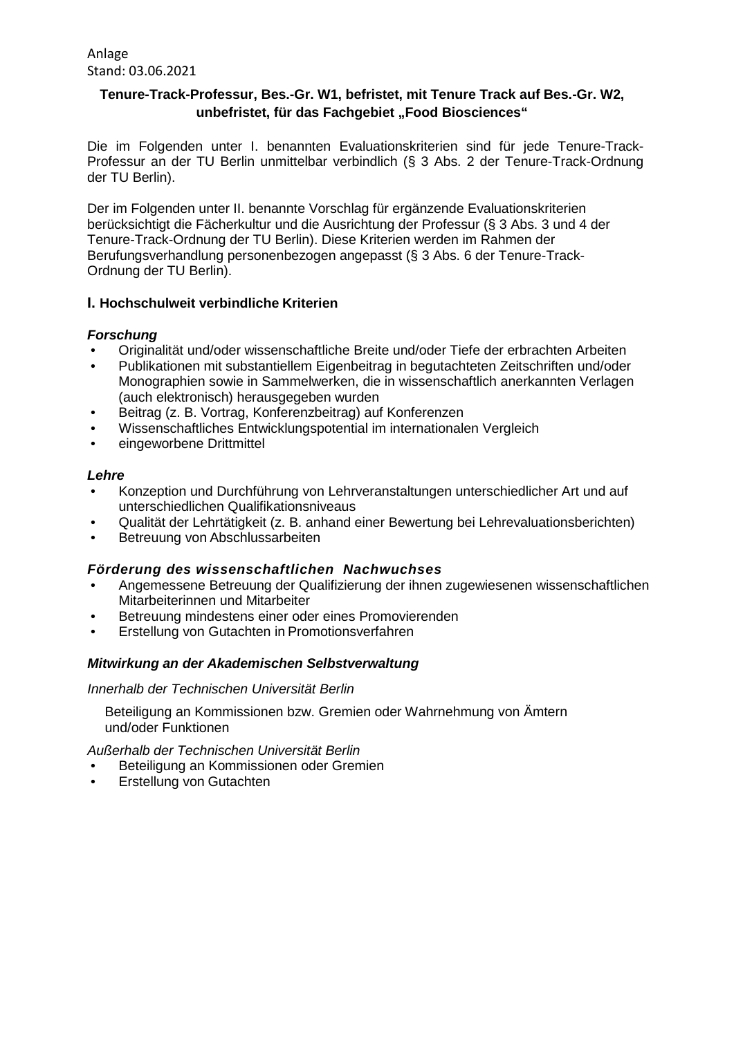Anlage
Stand: 03.06.2021

**Tenure-Track-Professur, Bes.-Gr. W1, befristet, mit Tenure Track auf Bes.-Gr. W2, unbefristet, für das Fachgebiet „Food Biosciences“**

Die im Folgenden unter I. benannten Evaluationskriterien sind für jede Tenure-Track-Professur an der TU Berlin unmittelbar verbindlich (§ 3 Abs. 2 der Tenure-Track-Ordnung der TU Berlin).

Der im Folgenden unter II. benannte Vorschlag für ergänzende Evaluationskriterien berücksichtigt die Fächerkultur und die Ausrichtung der Professur (§ 3 Abs. 3 und 4 der Tenure-Track-Ordnung der TU Berlin). Diese Kriterien werden im Rahmen der Berufungsverhandlung personenbezogen angepasst (§ 3 Abs. 6 der Tenure-Track-Ordnung der TU Berlin).

## I. Hochschulweit verbindliche Kriterien

***Forschung***

- Originalität und/oder wissenschaftliche Breite und/oder Tiefe der erbrachten Arbeiten
- Publikationen mit substantiellem Eigenbeitrag in begutachteten Zeitschriften und/oder Monographien sowie in Sammelwerken, die in wissenschaftlich anerkannten Verlagen (auch elektronisch) herausgegeben wurden
- Beitrag (z. B. Vortrag, Konferenzbeitrag) auf Konferenzen
- Wissenschaftliches Entwicklungspotential im internationalen Vergleich
- eingeworbene Drittmittel

***Lehre***

- Konzeption und Durchführung von Lehrveranstaltungen unterschiedlicher Art und auf unterschiedlichen Qualifikationsniveaus
- Qualität der Lehrtätigkeit (z. B. anhand einer Bewertung bei Lehrevaluationsberichten)
- Betreuung von Abschlussarbeiten

***Förderung des wissenschaftlichen Nachwuchses***

- Angemessene Betreuung der Qualifizierung der ihnen zugewiesenen wissenschaftlichen Mitarbeiterinnen und Mitarbeiter
- Betreuung mindestens einer oder eines Promovierenden
- Erstellung von Gutachten in Promotionsverfahren

***Mitwirkung an der Akademischen Selbstverwaltung***

*Innerhalb der Technischen Universität Berlin*

Beteiligung an Kommissionen bzw. Gremien oder Wahrnehmung von Ämtern und/oder Funktionen

*Außerhalb der Technischen Universität Berlin*

- Beteiligung an Kommissionen oder Gremien
- Erstellung von Gutachten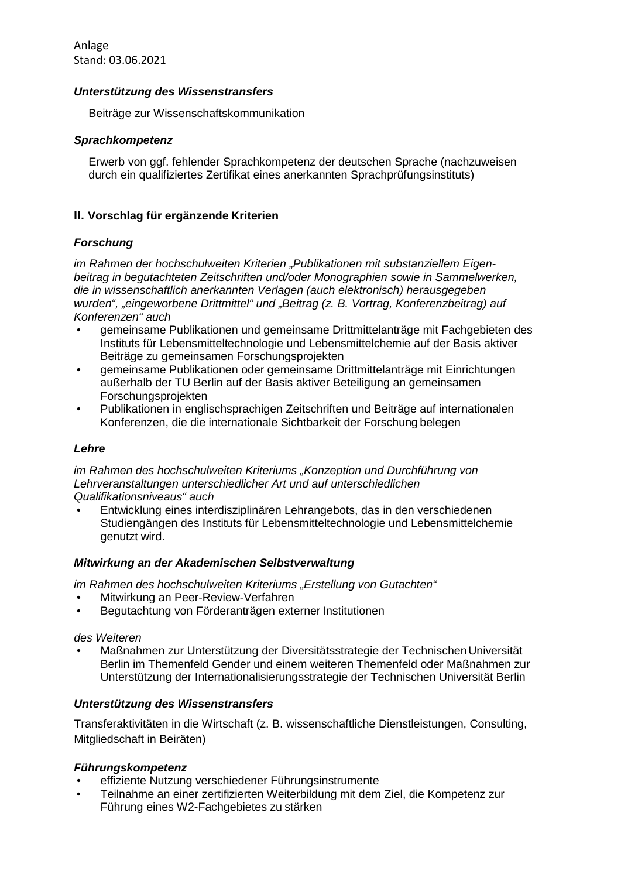Anlage
Stand: 03.06.2021

***Unterstützung des Wissenstransfers***

Beiträge zur Wissenschaftskommunikation

***Sprachkompetenz***

Erwerb von ggf. fehlender Sprachkompetenz der deutschen Sprache (nachzuweisen durch ein qualifiziertes Zertifikat eines anerkannten Sprachprüfungsinstituts)

## II. Vorschlag für ergänzende Kriterien

***Forschung***

*im Rahmen der hochschulweiten Kriterien „Publikationen mit substanziellem Eigenbeitrag in begutachteten Zeitschriften und/oder Monographien sowie in Sammelwerken, die in wissenschaftlich anerkannten Verlagen (auch elektronisch) herausgegeben wurden", „eingeworbene Drittmittel" und „Beitrag (z. B. Vortrag, Konferenzbeitrag) auf Konferenzen" auch*

- gemeinsame Publikationen und gemeinsame Drittmittelanträge mit Fachgebieten des Instituts für Lebensmitteltechnologie und Lebensmittelchemie auf der Basis aktiver Beiträge zu gemeinsamen Forschungsprojekten
- gemeinsame Publikationen oder gemeinsame Drittmittelanträge mit Einrichtungen außerhalb der TU Berlin auf der Basis aktiver Beteiligung an gemeinsamen Forschungsprojekten
- Publikationen in englischsprachigen Zeitschriften und Beiträge auf internationalen Konferenzen, die die internationale Sichtbarkeit der Forschung belegen

***Lehre***

*im Rahmen des hochschulweiten Kriteriums „Konzeption und Durchführung von Lehrveranstaltungen unterschiedlicher Art und auf unterschiedlichen Qualifikationsniveaus" auch*

- Entwicklung eines interdisziplinären Lehrangebots, das in den verschiedenen Studiengängen des Instituts für Lebensmitteltechnologie und Lebensmittelchemie genutzt wird.

***Mitwirkung an der Akademischen Selbstverwaltung***

*im Rahmen des hochschulweiten Kriteriums „Erstellung von Gutachten"*

- Mitwirkung an Peer-Review-Verfahren
- Begutachtung von Förderanträgen externer Institutionen

*des Weiteren*

- Maßnahmen zur Unterstützung der Diversitätsstrategie der Technischen Universität Berlin im Themenfeld Gender und einem weiteren Themenfeld oder Maßnahmen zur Unterstützung der Internationalisierungsstrategie der Technischen Universität Berlin

***Unterstützung des Wissenstransfers***

Transferaktivitäten in die Wirtschaft (z. B. wissenschaftliche Dienstleistungen, Consulting, Mitgliedschaft in Beiräten)

***Führungskompetenz***

- effiziente Nutzung verschiedener Führungsinstrumente
- Teilnahme an einer zertifizierten Weiterbildung mit dem Ziel, die Kompetenz zur Führung eines W2-Fachgebietes zu stärken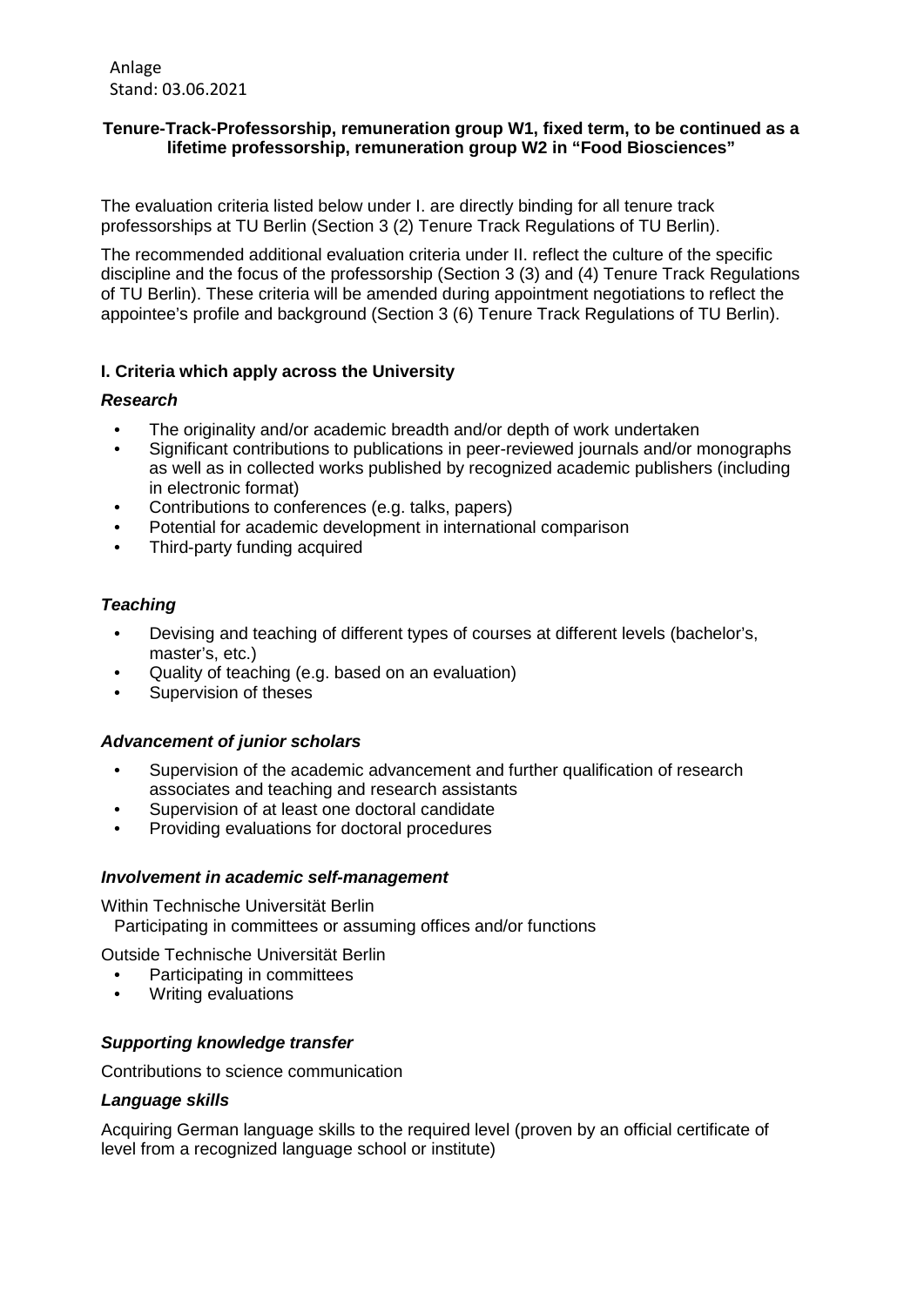Anlage
Stand: 03.06.2021

**Tenure-Track-Professorship, remuneration group W1, fixed term, to be continued as a lifetime professorship, remuneration group W2 in "Food Biosciences"**

The evaluation criteria listed below under I. are directly binding for all tenure track professorships at TU Berlin (Section 3 (2) Tenure Track Regulations of TU Berlin).

The recommended additional evaluation criteria under II. reflect the culture of the specific discipline and the focus of the professorship (Section 3 (3) and (4) Tenure Track Regulations of TU Berlin). These criteria will be amended during appointment negotiations to reflect the appointee's profile and background (Section 3 (6) Tenure Track Regulations of TU Berlin).

### I. Criteria which apply across the University

#### *Research*

- The originality and/or academic breadth and/or depth of work undertaken
- Significant contributions to publications in peer-reviewed journals and/or monographs as well as in collected works published by recognized academic publishers (including in electronic format)
- Contributions to conferences (e.g. talks, papers)
- Potential for academic development in international comparison
- Third-party funding acquired

#### *Teaching*

- Devising and teaching of different types of courses at different levels (bachelor's, master's, etc.)
- Quality of teaching (e.g. based on an evaluation)
- Supervision of theses

#### *Advancement of junior scholars*

- Supervision of the academic advancement and further qualification of research associates and teaching and research assistants
- Supervision of at least one doctoral candidate
- Providing evaluations for doctoral procedures

#### *Involvement in academic self-management*

Within Technische Universität Berlin
Participating in committees or assuming offices and/or functions

Outside Technische Universität Berlin

- Participating in committees
- Writing evaluations

#### *Supporting knowledge transfer*

Contributions to science communication

#### *Language skills*

Acquiring German language skills to the required level (proven by an official certificate of level from a recognized language school or institute)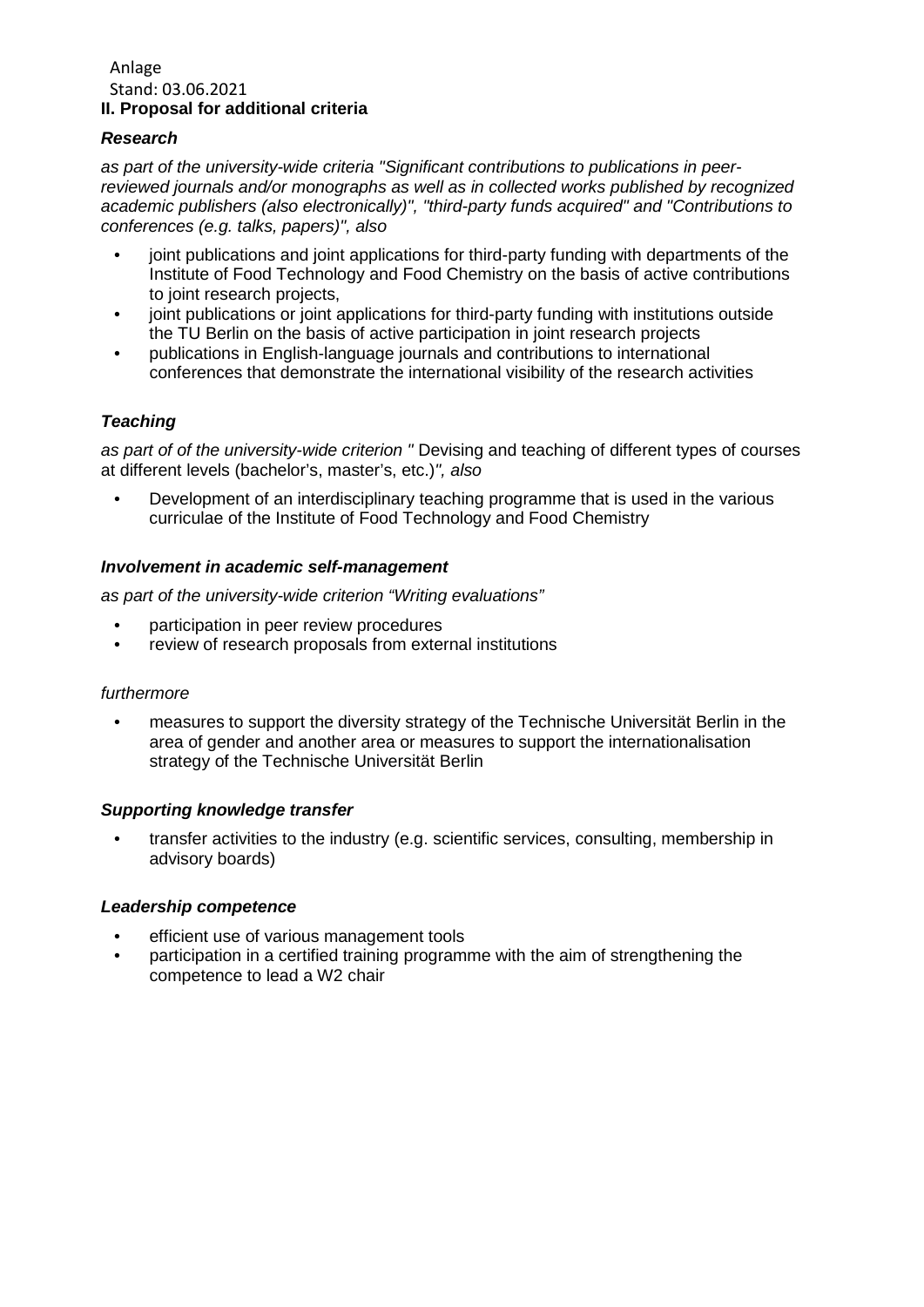Anlage
Stand: 03.06.2021

## II. Proposal for additional criteria

### *Research*

*as part of the university-wide criteria "Significant contributions to publications in peer-reviewed journals and/or monographs as well as in collected works published by recognized academic publishers (also electronically)", "third-party funds acquired" and "Contributions to conferences (e.g. talks, papers)", also*

- joint publications and joint applications for third-party funding with departments of the Institute of Food Technology and Food Chemistry on the basis of active contributions to joint research projects,
- joint publications or joint applications for third-party funding with institutions outside the TU Berlin on the basis of active participation in joint research projects
- publications in English-language journals and contributions to international conferences that demonstrate the international visibility of the research activities

### *Teaching*

*as part of of the university-wide criterion "* Devising and teaching of different types of courses at different levels (bachelor's, master's, etc.)*", also*

- Development of an interdisciplinary teaching programme that is used in the various curriculae of the Institute of Food Technology and Food Chemistry

### *Involvement in academic self-management*

*as part of the university-wide criterion "Writing evaluations"*

- participation in peer review procedures
- review of research proposals from external institutions

*furthermore*

- measures to support the diversity strategy of the Technische Universität Berlin in the area of gender and another area or measures to support the internationalisation strategy of the Technische Universität Berlin

### *Supporting knowledge transfer*

- transfer activities to the industry (e.g. scientific services, consulting, membership in advisory boards)

### *Leadership competence*

- efficient use of various management tools
- participation in a certified training programme with the aim of strengthening the competence to lead a W2 chair